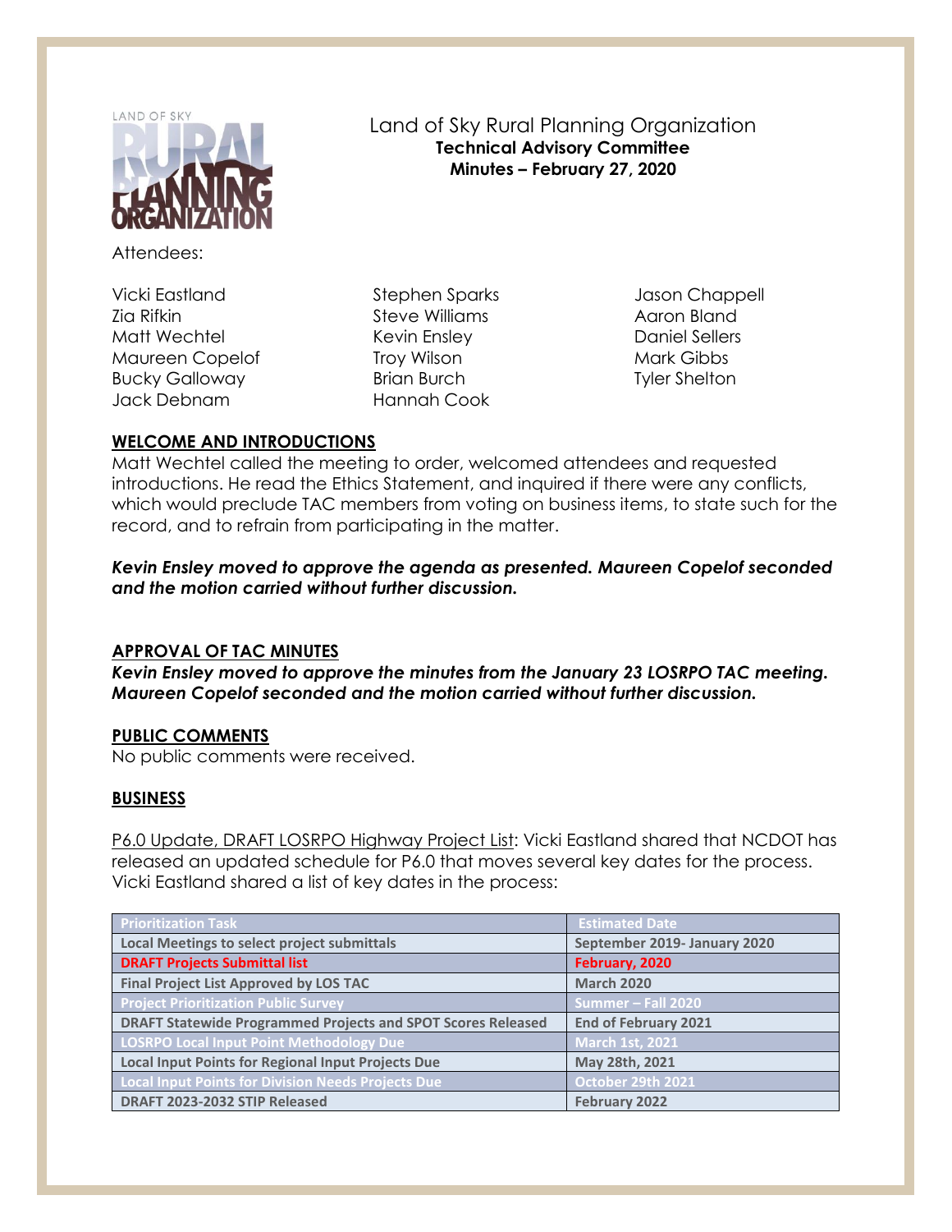# Land of Sky Rural Planning Organization

**Technical Advisory Committee**

**Minutes – February 27, 2020**

Attendees:

| | | |
|---|---|---|
| Vicki Eastland | Stephen Sparks | Jason Chappell |
| Zia Rifkin | Steve Williams | Aaron Bland |
| Matt Wechtel | Kevin Ensley | Daniel Sellers |
| Maureen Copelof | Troy Wilson | Mark Gibbs |
| Bucky Galloway | Brian Burch | Tyler Shelton |
| Jack Debnam | Hannah Cook | |

## WELCOME AND INTRODUCTIONS

Matt Wechtel called the meeting to order, welcomed attendees and requested introductions. He read the Ethics Statement, and inquired if there were any conflicts, which would preclude TAC members from voting on business items, to state such for the record, and to refrain from participating in the matter.

***Kevin Ensley moved to approve the agenda as presented. Maureen Copelof seconded and the motion carried without further discussion.***

## APPROVAL OF TAC MINUTES

***Kevin Ensley moved to approve the minutes from the January 23 LOSRPO TAC meeting. Maureen Copelof seconded and the motion carried without further discussion.***

## PUBLIC COMMENTS

No public comments were received.

## BUSINESS

P6.0 Update, DRAFT LOSRPO Highway Project List: Vicki Eastland shared that NCDOT has released an updated schedule for P6.0 that moves several key dates for the process. Vicki Eastland shared a list of key dates in the process:

| Prioritization Task | Estimated Date |
|---|---|
| Local Meetings to select project submittals | September 2019- January 2020 |
| DRAFT Projects Submittal list | February, 2020 |
| Final Project List Approved by LOS TAC | March 2020 |
| Project Prioritization Public Survey | Summer – Fall 2020 |
| DRAFT Statewide Programmed Projects and SPOT Scores Released | End of February 2021 |
| LOSRPO Local Input Point Methodology Due | March 1st, 2021 |
| Local Input Points for Regional Input Projects Due | May 28th, 2021 |
| Local Input Points for Division Needs Projects Due | October 29th 2021 |
| DRAFT 2023-2032 STIP Released | February 2022 |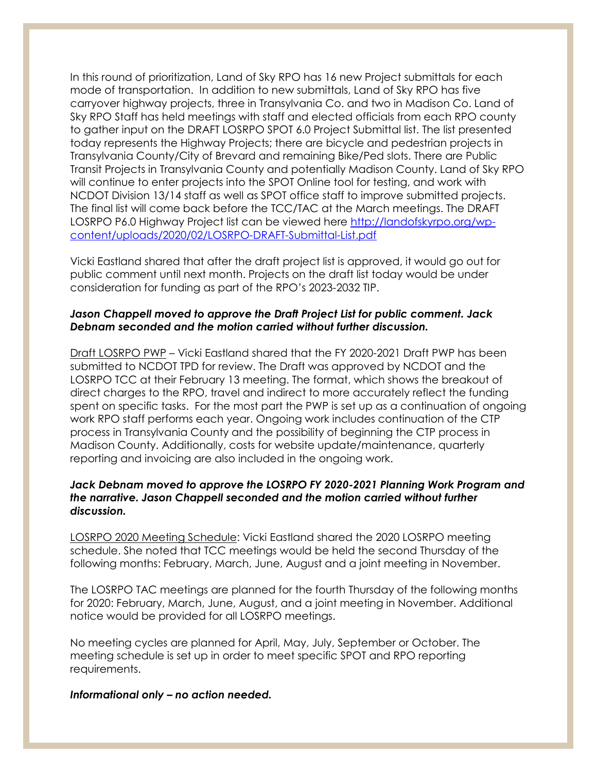In this round of prioritization, Land of Sky RPO has 16 new Project submittals for each mode of transportation. In addition to new submittals, Land of Sky RPO has five carryover highway projects, three in Transylvania Co. and two in Madison Co. Land of Sky RPO Staff has held meetings with staff and elected officials from each RPO county to gather input on the DRAFT LOSRPO SPOT 6.0 Project Submittal list. The list presented today represents the Highway Projects; there are bicycle and pedestrian projects in Transylvania County/City of Brevard and remaining Bike/Ped slots. There are Public Transit Projects in Transylvania County and potentially Madison County. Land of Sky RPO will continue to enter projects into the SPOT Online tool for testing, and work with NCDOT Division 13/14 staff as well as SPOT office staff to improve submitted projects. The final list will come back before the TCC/TAC at the March meetings. The DRAFT LOSRPO P6.0 Highway Project list can be viewed here [http://landofskyrpo.org/wp-content/uploads/2020/02/LOSRPO-DRAFT-Submittal-List.pdf](http://landofskyrpo.org/wp-content/uploads/2020/02/LOSRPO-DRAFT-Submittal-List.pdf)

Vicki Eastland shared that after the draft project list is approved, it would go out for public comment until next month. Projects on the draft list today would be under consideration for funding as part of the RPO's 2023-2032 TIP.

***Jason Chappell moved to approve the Draft Project List for public comment. Jack Debnam seconded and the motion carried without further discussion.***

Draft LOSRPO PWP – Vicki Eastland shared that the FY 2020-2021 Draft PWP has been submitted to NCDOT TPD for review. The Draft was approved by NCDOT and the LOSRPO TCC at their February 13 meeting. The format, which shows the breakout of direct charges to the RPO, travel and indirect to more accurately reflect the funding spent on specific tasks. For the most part the PWP is set up as a continuation of ongoing work RPO staff performs each year. Ongoing work includes continuation of the CTP process in Transylvania County and the possibility of beginning the CTP process in Madison County. Additionally, costs for website update/maintenance, quarterly reporting and invoicing are also included in the ongoing work.

***Jack Debnam moved to approve the LOSRPO FY 2020-2021 Planning Work Program and the narrative. Jason Chappell seconded and the motion carried without further discussion.***

LOSRPO 2020 Meeting Schedule: Vicki Eastland shared the 2020 LOSRPO meeting schedule. She noted that TCC meetings would be held the second Thursday of the following months: February, March, June, August and a joint meeting in November.

The LOSRPO TAC meetings are planned for the fourth Thursday of the following months for 2020: February, March, June, August, and a joint meeting in November. Additional notice would be provided for all LOSRPO meetings.

No meeting cycles are planned for April, May, July, September or October. The meeting schedule is set up in order to meet specific SPOT and RPO reporting requirements.

***Informational only – no action needed.***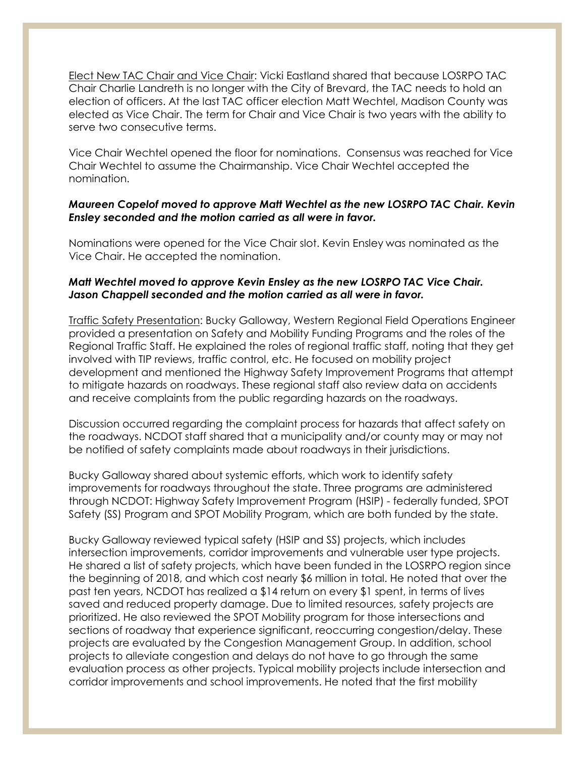Elect New TAC Chair and Vice Chair: Vicki Eastland shared that because LOSRPO TAC Chair Charlie Landreth is no longer with the City of Brevard, the TAC needs to hold an election of officers. At the last TAC officer election Matt Wechtel, Madison County was elected as Vice Chair. The term for Chair and Vice Chair is two years with the ability to serve two consecutive terms.

Vice Chair Wechtel opened the floor for nominations. Consensus was reached for Vice Chair Wechtel to assume the Chairmanship. Vice Chair Wechtel accepted the nomination.

***Maureen Copelof moved to approve Matt Wechtel as the new LOSRPO TAC Chair. Kevin Ensley seconded and the motion carried as all were in favor.***

Nominations were opened for the Vice Chair slot. Kevin Ensley was nominated as the Vice Chair. He accepted the nomination.

***Matt Wechtel moved to approve Kevin Ensley as the new LOSRPO TAC Vice Chair. Jason Chappell seconded and the motion carried as all were in favor.***

Traffic Safety Presentation: Bucky Galloway, Western Regional Field Operations Engineer provided a presentation on Safety and Mobility Funding Programs and the roles of the Regional Traffic Staff. He explained the roles of regional traffic staff, noting that they get involved with TIP reviews, traffic control, etc. He focused on mobility project development and mentioned the Highway Safety Improvement Programs that attempt to mitigate hazards on roadways. These regional staff also review data on accidents and receive complaints from the public regarding hazards on the roadways.

Discussion occurred regarding the complaint process for hazards that affect safety on the roadways. NCDOT staff shared that a municipality and/or county may or may not be notified of safety complaints made about roadways in their jurisdictions.

Bucky Galloway shared about systemic efforts, which work to identify safety improvements for roadways throughout the state. Three programs are administered through NCDOT: Highway Safety Improvement Program (HSIP) - federally funded, SPOT Safety (SS) Program and SPOT Mobility Program, which are both funded by the state.

Bucky Galloway reviewed typical safety (HSIP and SS) projects, which includes intersection improvements, corridor improvements and vulnerable user type projects. He shared a list of safety projects, which have been funded in the LOSRPO region since the beginning of 2018, and which cost nearly $6 million in total. He noted that over the past ten years, NCDOT has realized a $14 return on every $1 spent, in terms of lives saved and reduced property damage. Due to limited resources, safety projects are prioritized. He also reviewed the SPOT Mobility program for those intersections and sections of roadway that experience significant, reoccurring congestion/delay. These projects are evaluated by the Congestion Management Group. In addition, school projects to alleviate congestion and delays do not have to go through the same evaluation process as other projects. Typical mobility projects include intersection and corridor improvements and school improvements. He noted that the first mobility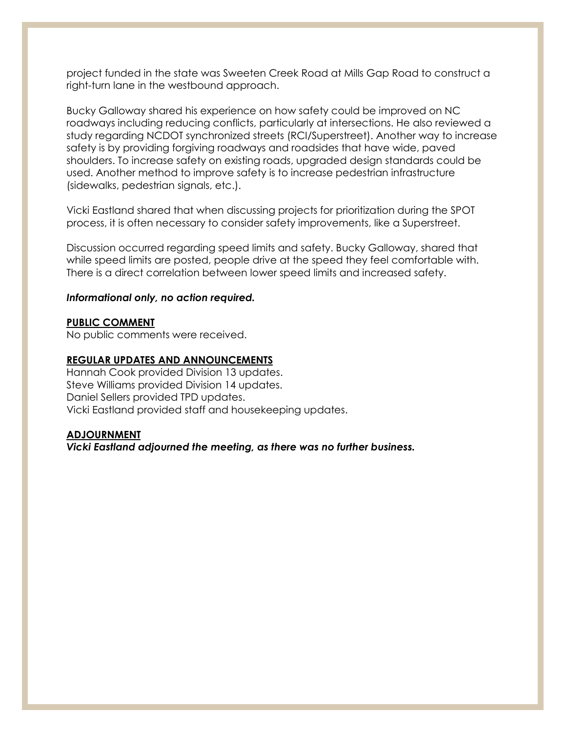project funded in the state was Sweeten Creek Road at Mills Gap Road to construct a right-turn lane in the westbound approach.

Bucky Galloway shared his experience on how safety could be improved on NC roadways including reducing conflicts, particularly at intersections. He also reviewed a study regarding NCDOT synchronized streets (RCI/Superstreet). Another way to increase safety is by providing forgiving roadways and roadsides that have wide, paved shoulders. To increase safety on existing roads, upgraded design standards could be used. Another method to improve safety is to increase pedestrian infrastructure (sidewalks, pedestrian signals, etc.).

Vicki Eastland shared that when discussing projects for prioritization during the SPOT process, it is often necessary to consider safety improvements, like a Superstreet.

Discussion occurred regarding speed limits and safety. Bucky Galloway, shared that while speed limits are posted, people drive at the speed they feel comfortable with. There is a direct correlation between lower speed limits and increased safety.

***Informational only, no action required.***

**PUBLIC COMMENT**

No public comments were received.

**REGULAR UPDATES AND ANNOUNCEMENTS**

Hannah Cook provided Division 13 updates.
Steve Williams provided Division 14 updates.
Daniel Sellers provided TPD updates.
Vicki Eastland provided staff and housekeeping updates.

**ADJOURNMENT**

***Vicki Eastland adjourned the meeting, as there was no further business.***